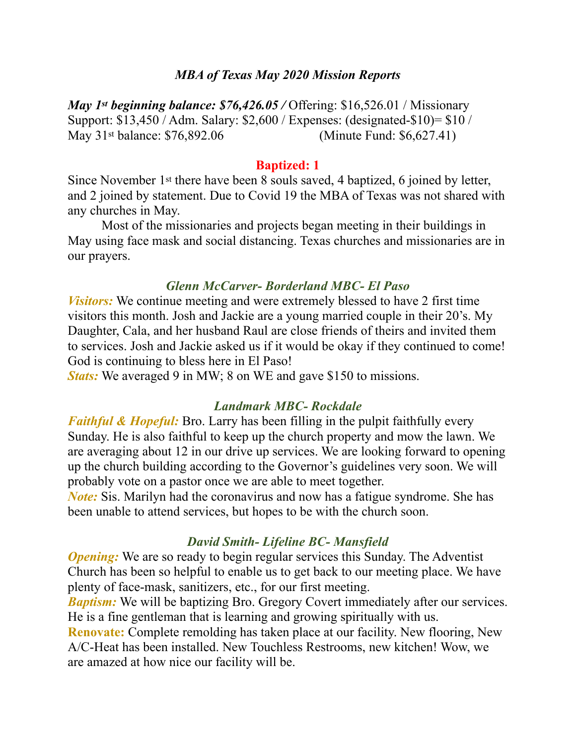## *MBA of Texas May 2020 Mission Reports*

***May 1st beginning balance: $76,426.05 /*** Offering: $16,526.01 / Missionary Support: $13,450 / Adm. Salary: $2,600 / Expenses: (designated-$10)= $10 / May 31st balance: $76,892.06 (Minute Fund: $6,627.41)

### **Baptized: 1**

Since November 1st there have been 8 souls saved, 4 baptized, 6 joined by letter, and 2 joined by statement. Due to Covid 19 the MBA of Texas was not shared with any churches in May.

Most of the missionaries and projects began meeting in their buildings in May using face mask and social distancing. Texas churches and missionaries are in our prayers.

### *Glenn McCarver- Borderland MBC- El Paso*

***Visitors:*** We continue meeting and were extremely blessed to have 2 first time visitors this month. Josh and Jackie are a young married couple in their 20's. My Daughter, Cala, and her husband Raul are close friends of theirs and invited them to services. Josh and Jackie asked us if it would be okay if they continued to come! God is continuing to bless here in El Paso!

***Stats:*** We averaged 9 in MW; 8 on WE and gave $150 to missions.

### *Landmark MBC- Rockdale*

***Faithful & Hopeful:*** Bro. Larry has been filling in the pulpit faithfully every Sunday. He is also faithful to keep up the church property and mow the lawn. We are averaging about 12 in our drive up services. We are looking forward to opening up the church building according to the Governor's guidelines very soon. We will probably vote on a pastor once we are able to meet together.

***Note:*** Sis. Marilyn had the coronavirus and now has a fatigue syndrome. She has been unable to attend services, but hopes to be with the church soon.

### *David Smith- Lifeline BC- Mansfield*

***Opening:*** We are so ready to begin regular services this Sunday. The Adventist Church has been so helpful to enable us to get back to our meeting place. We have plenty of face-mask, sanitizers, etc., for our first meeting.

***Baptism:*** We will be baptizing Bro. Gregory Covert immediately after our services. He is a fine gentleman that is learning and growing spiritually with us.

**Renovate:** Complete remolding has taken place at our facility. New flooring, New A/C-Heat has been installed. New Touchless Restrooms, new kitchen! Wow, we are amazed at how nice our facility will be.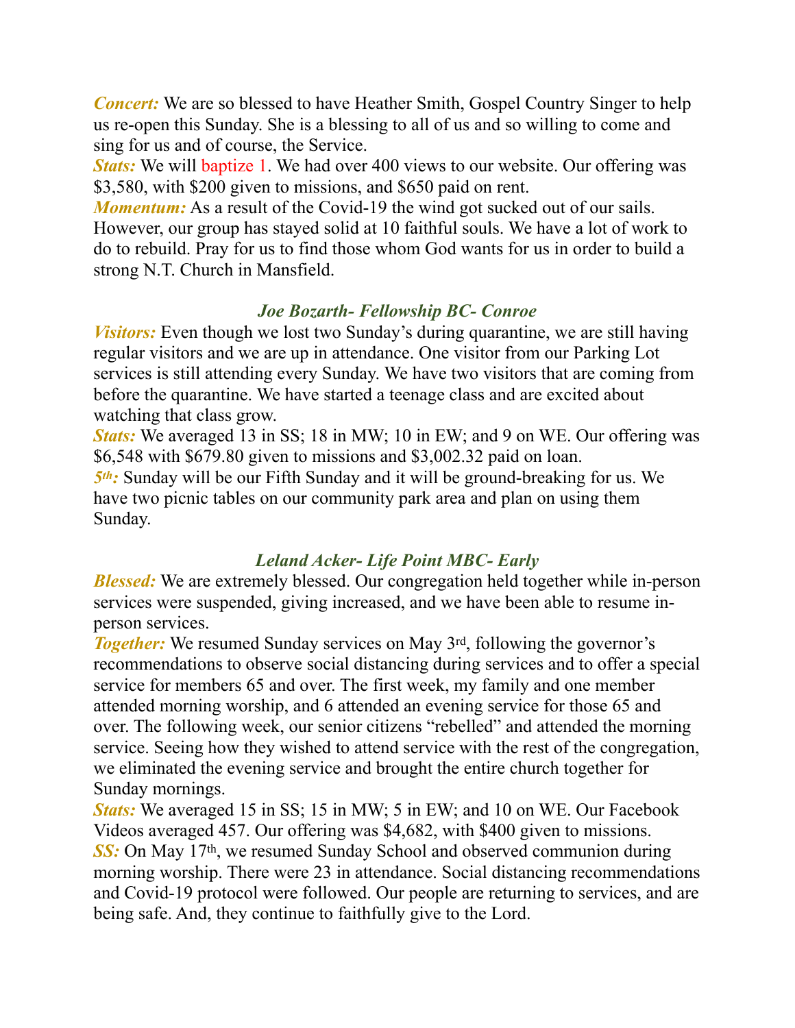***Concert:*** We are so blessed to have Heather Smith, Gospel Country Singer to help us re-open this Sunday. She is a blessing to all of us and so willing to come and sing for us and of course, the Service.

***Stats:*** We will baptize 1. We had over 400 views to our website. Our offering was $3,580, with $200 given to missions, and $650 paid on rent.

***Momentum:*** As a result of the Covid-19 the wind got sucked out of our sails. However, our group has stayed solid at 10 faithful souls. We have a lot of work to do to rebuild. Pray for us to find those whom God wants for us in order to build a strong N.T. Church in Mansfield.

### *Joe Bozarth- Fellowship BC- Conroe*

***Visitors:*** Even though we lost two Sunday's during quarantine, we are still having regular visitors and we are up in attendance. One visitor from our Parking Lot services is still attending every Sunday. We have two visitors that are coming from before the quarantine. We have started a teenage class and are excited about watching that class grow.

***Stats:*** We averaged 13 in SS; 18 in MW; 10 in EW; and 9 on WE. Our offering was $6,548 with $679.80 given to missions and $3,002.32 paid on loan.

***5th:*** Sunday will be our Fifth Sunday and it will be ground-breaking for us. We have two picnic tables on our community park area and plan on using them Sunday.

### *Leland Acker- Life Point MBC- Early*

***Blessed:*** We are extremely blessed. Our congregation held together while in-person services were suspended, giving increased, and we have been able to resume in-person services.

***Together:*** We resumed Sunday services on May 3rd, following the governor's recommendations to observe social distancing during services and to offer a special service for members 65 and over. The first week, my family and one member attended morning worship, and 6 attended an evening service for those 65 and over. The following week, our senior citizens "rebelled" and attended the morning service. Seeing how they wished to attend service with the rest of the congregation, we eliminated the evening service and brought the entire church together for Sunday mornings.

***Stats:*** We averaged 15 in SS; 15 in MW; 5 in EW; and 10 on WE. Our Facebook Videos averaged 457. Our offering was $4,682, with $400 given to missions.

***SS:*** On May 17th, we resumed Sunday School and observed communion during morning worship. There were 23 in attendance. Social distancing recommendations and Covid-19 protocol were followed. Our people are returning to services, and are being safe. And, they continue to faithfully give to the Lord.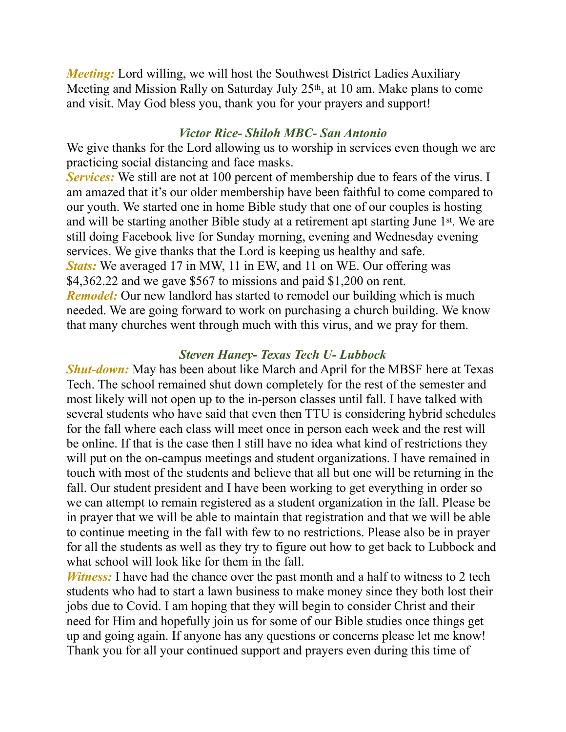***Meeting:*** Lord willing, we will host the Southwest District Ladies Auxiliary Meeting and Mission Rally on Saturday July 25th, at 10 am. Make plans to come and visit. May God bless you, thank you for your prayers and support!

### *Victor Rice- Shiloh MBC- San Antonio*

We give thanks for the Lord allowing us to worship in services even though we are practicing social distancing and face masks.

***Services:*** We still are not at 100 percent of membership due to fears of the virus. I am amazed that it's our older membership have been faithful to come compared to our youth. We started one in home Bible study that one of our couples is hosting and will be starting another Bible study at a retirement apt starting June 1st. We are still doing Facebook live for Sunday morning, evening and Wednesday evening services. We give thanks that the Lord is keeping us healthy and safe.

***Stats:*** We averaged 17 in MW, 11 in EW, and 11 on WE. Our offering was $4,362.22 and we gave $567 to missions and paid $1,200 on rent.

***Remodel:*** Our new landlord has started to remodel our building which is much needed. We are going forward to work on purchasing a church building. We know that many churches went through much with this virus, and we pray for them.

### *Steven Haney- Texas Tech U- Lubbock*

***Shut-down:*** May has been about like March and April for the MBSF here at Texas Tech. The school remained shut down completely for the rest of the semester and most likely will not open up to the in-person classes until fall. I have talked with several students who have said that even then TTU is considering hybrid schedules for the fall where each class will meet once in person each week and the rest will be online. If that is the case then I still have no idea what kind of restrictions they will put on the on-campus meetings and student organizations. I have remained in touch with most of the students and believe that all but one will be returning in the fall. Our student president and I have been working to get everything in order so we can attempt to remain registered as a student organization in the fall. Please be in prayer that we will be able to maintain that registration and that we will be able to continue meeting in the fall with few to no restrictions. Please also be in prayer for all the students as well as they try to figure out how to get back to Lubbock and what school will look like for them in the fall.

***Witness:*** I have had the chance over the past month and a half to witness to 2 tech students who had to start a lawn business to make money since they both lost their jobs due to Covid. I am hoping that they will begin to consider Christ and their need for Him and hopefully join us for some of our Bible studies once things get up and going again. If anyone has any questions or concerns please let me know! Thank you for all your continued support and prayers even during this time of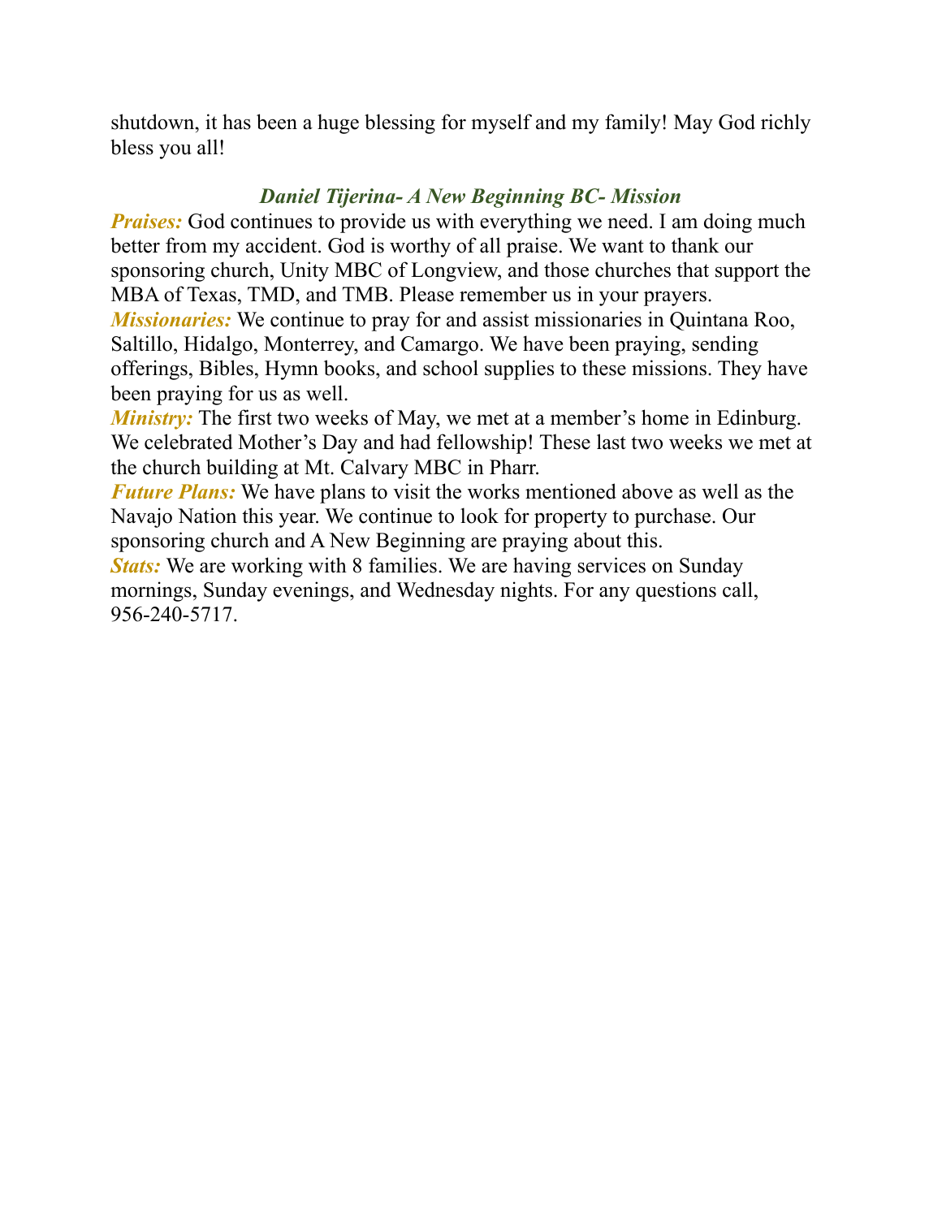shutdown, it has been a huge blessing for myself and my family! May God richly bless you all!

### *Daniel Tijerina- A New Beginning BC- Mission*

***Praises:*** God continues to provide us with everything we need. I am doing much better from my accident. God is worthy of all praise. We want to thank our sponsoring church, Unity MBC of Longview, and those churches that support the MBA of Texas, TMD, and TMB. Please remember us in your prayers.

***Missionaries:*** We continue to pray for and assist missionaries in Quintana Roo, Saltillo, Hidalgo, Monterrey, and Camargo. We have been praying, sending offerings, Bibles, Hymn books, and school supplies to these missions. They have been praying for us as well.

***Ministry:*** The first two weeks of May, we met at a member's home in Edinburg. We celebrated Mother's Day and had fellowship! These last two weeks we met at the church building at Mt. Calvary MBC in Pharr.

***Future Plans:*** We have plans to visit the works mentioned above as well as the Navajo Nation this year. We continue to look for property to purchase. Our sponsoring church and A New Beginning are praying about this.

***Stats:*** We are working with 8 families. We are having services on Sunday mornings, Sunday evenings, and Wednesday nights. For any questions call, 956-240-5717.